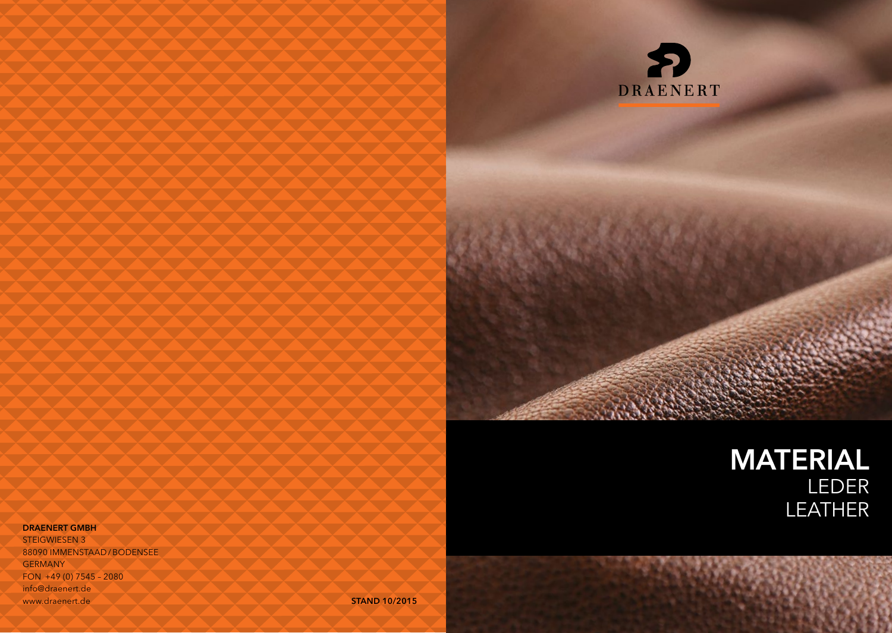DRAENERT

# MATERIAL
LEDER
LEATHER

**DRAENERT GMBH**
STEIGWIESEN 3
88090 IMMENSTAAD / BODENSEE
GERMANY
FON +49 (0) 7545 – 2080
info@draenert.de
www.draenert.de

**STAND 10/2015**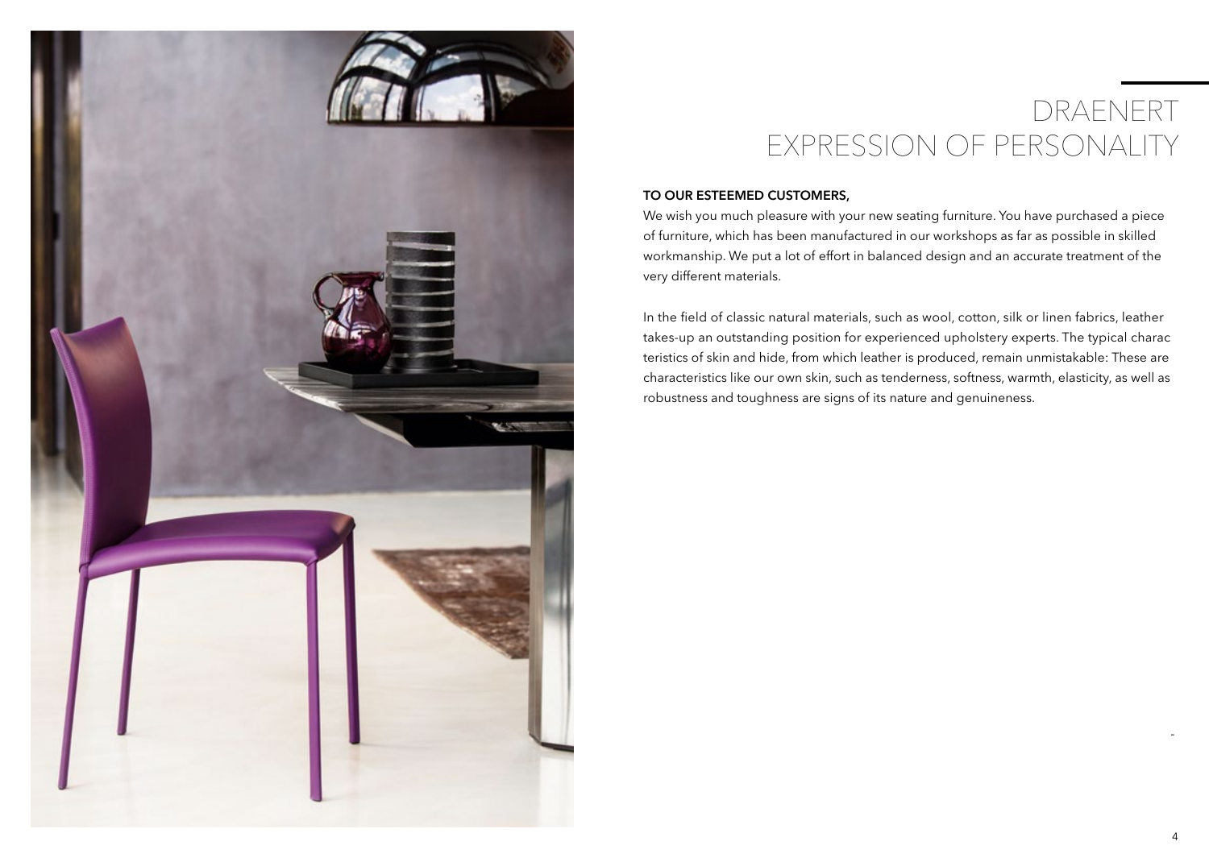# DRAENERT
# EXPRESSION OF PERSONALITY

**TO OUR ESTEEMED CUSTOMERS,**

We wish you much pleasure with your new seating furniture. You have purchased a piece of furniture, which has been manufactured in our workshops as far as possible in skilled workmanship. We put a lot of effort in balanced design and an accurate treatment of the very different materials.

In the field of classic natural materials, such as wool, cotton, silk or linen fabrics, leather takes-up an outstanding position for experienced upholstery experts. The typical characteristics of skin and hide, from which leather is produced, remain unmistakable: These are characteristics like our own skin, such as tenderness, softness, warmth, elasticity, as well as robustness and toughness are signs of its nature and genuineness.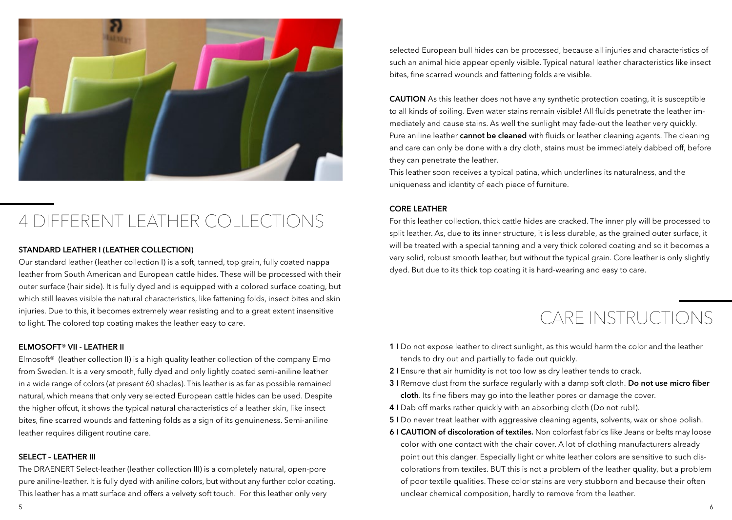# 4 DIFFERENT LEATHER COLLECTIONS

### STANDARD LEATHER I (LEATHER COLLECTION)

Our standard leather (leather collection I) is a soft, tanned, top grain, fully coated nappa leather from South American and European cattle hides. These will be processed with their outer surface (hair side). It is fully dyed and is equipped with a colored surface coating, but which still leaves visible the natural characteristics, like fattening folds, insect bites and skin injuries. Due to this, it becomes extremely wear resisting and to a great extent insensitive to light. The colored top coating makes the leather easy to care.

### ELMOSOFT® VII - LEATHER II

Elmosoft® (leather collection II) is a high quality leather collection of the company Elmo from Sweden. It is a very smooth, fully dyed and only lightly coated semi-aniline leather in a wide range of colors (at present 60 shades). This leather is as far as possible remained natural, which means that only very selected European cattle hides can be used. Despite the higher offcut, it shows the typical natural characteristics of a leather skin, like insect bites, fine scarred wounds and fattening folds as a sign of its genuineness. Semi-aniline leather requires diligent routine care.

### SELECT – LEATHER III

The DRAENERT Select-leather (leather collection III) is a completely natural, open-pore pure aniline-leather. It is fully dyed with aniline colors, but without any further color coating. This leather has a matt surface and offers a velvety soft touch. For this leather only very selected European bull hides can be processed, because all injuries and characteristics of such an animal hide appear openly visible. Typical natural leather characteristics like insect bites, fine scarred wounds and fattening folds are visible.

**CAUTION** As this leather does not have any synthetic protection coating, it is susceptible to all kinds of soiling. Even water stains remain visible! All fluids penetrate the leather immediately and cause stains. As well the sunlight may fade-out the leather very quickly. Pure aniline leather **cannot be cleaned** with fluids or leather cleaning agents. The cleaning and care can only be done with a dry cloth, stains must be immediately dabbed off, before they can penetrate the leather.
This leather soon receives a typical patina, which underlines its naturalness, and the uniqueness and identity of each piece of furniture.

### CORE LEATHER

For this leather collection, thick cattle hides are cracked. The inner ply will be processed to split leather. As, due to its inner structure, it is less durable, as the grained outer surface, it will be treated with a special tanning and a very thick colored coating and so it becomes a very solid, robust smooth leather, but without the typical grain. Core leather is only slightly dyed. But due to its thick top coating it is hard-wearing and easy to care.

# CARE INSTRUCTIONS

**1 I** Do not expose leather to direct sunlight, as this would harm the color and the leather tends to dry out and partially to fade out quickly.

**2 I** Ensure that air humidity is not too low as dry leather tends to crack.

**3 I** Remove dust from the surface regularly with a damp soft cloth. **Do not use micro fiber cloth**. Its fine fibers may go into the leather pores or damage the cover.

**4 I** Dab off marks rather quickly with an absorbing cloth (Do not rub!).

**5 I** Do never treat leather with aggressive cleaning agents, solvents, wax or shoe polish.

**6 I CAUTION of discoloration of textiles.** Non colorfast fabrics like Jeans or belts may loose color with one contact with the chair cover. A lot of clothing manufacturers already point out this danger. Especially light or white leather colors are sensitive to such discolorations from textiles. BUT this is not a problem of the leather quality, but a problem of poor textile qualities. These color stains are very stubborn and because their often unclear chemical composition, hardly to remove from the leather.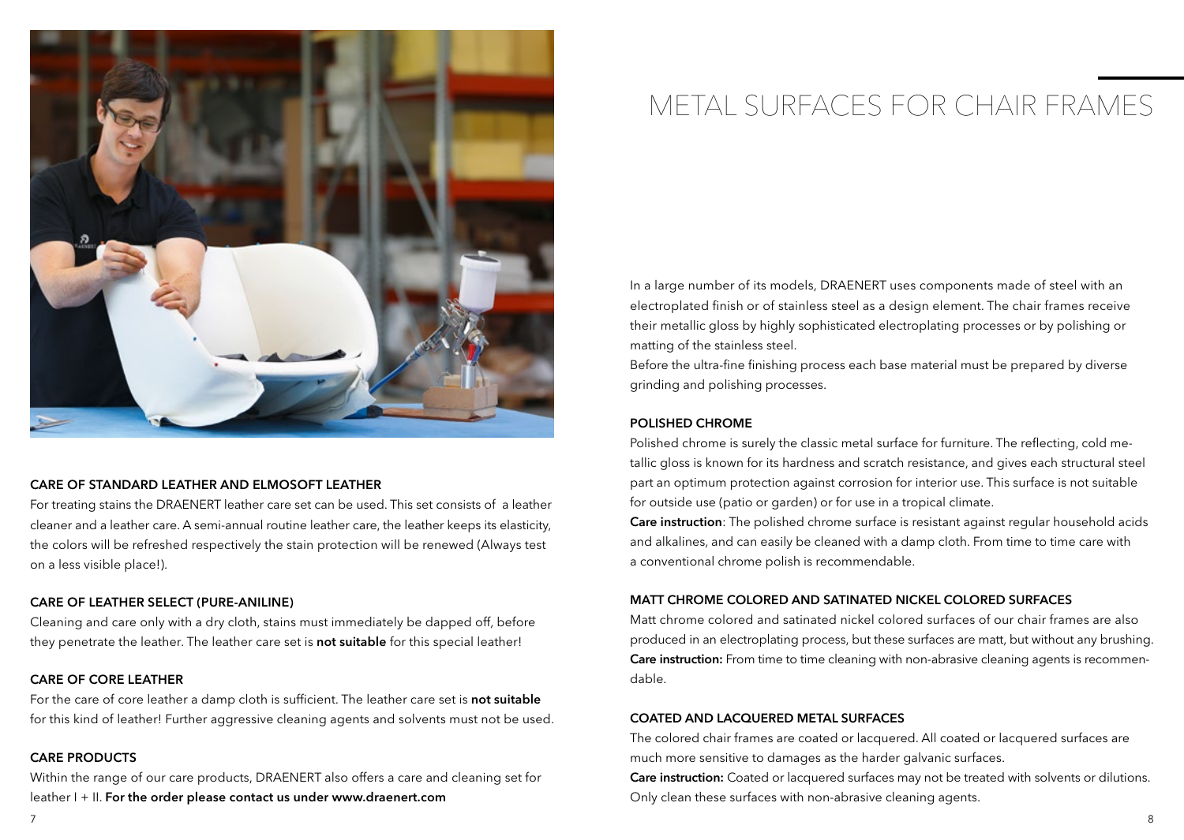### CARE OF STANDARD LEATHER AND ELMOSOFT LEATHER

For treating stains the DRAENERT leather care set can be used. This set consists of a leather cleaner and a leather care. A semi-annual routine leather care, the leather keeps its elasticity, the colors will be refreshed respectively the stain protection will be renewed (Always test on a less visible place!).

### CARE OF LEATHER SELECT (PURE-ANILINE)

Cleaning and care only with a dry cloth, stains must immediately be dapped off, before they penetrate the leather. The leather care set is **not suitable** for this special leather!

### CARE OF CORE LEATHER

For the care of core leather a damp cloth is sufficient. The leather care set is **not suitable** for this kind of leather! Further aggressive cleaning agents and solvents must not be used.

### CARE PRODUCTS

Within the range of our care products, DRAENERT also offers a care and cleaning set for leather I + II. **For the order please contact us under www.draenert.com**

# METAL SURFACES FOR CHAIR FRAMES

In a large number of its models, DRAENERT uses components made of steel with an electroplated finish or of stainless steel as a design element. The chair frames receive their metallic gloss by highly sophisticated electroplating processes or by polishing or matting of the stainless steel.

Before the ultra-fine finishing process each base material must be prepared by diverse grinding and polishing processes.

### POLISHED CHROME

Polished chrome is surely the classic metal surface for furniture. The reflecting, cold metallic gloss is known for its hardness and scratch resistance, and gives each structural steel part an optimum protection against corrosion for interior use. This surface is not suitable for outside use (patio or garden) or for use in a tropical climate.

**Care instruction**: The polished chrome surface is resistant against regular household acids and alkalines, and can easily be cleaned with a damp cloth. From time to time care with a conventional chrome polish is recommendable.

### MATT CHROME COLORED AND SATINATED NICKEL COLORED SURFACES

Matt chrome colored and satinated nickel colored surfaces of our chair frames are also produced in an electroplating process, but these surfaces are matt, but without any brushing.

**Care instruction:** From time to time cleaning with non-abrasive cleaning agents is recommendable.

### COATED AND LACQUERED METAL SURFACES

The colored chair frames are coated or lacquered. All coated or lacquered surfaces are much more sensitive to damages as the harder galvanic surfaces.

**Care instruction:** Coated or lacquered surfaces may not be treated with solvents or dilutions. Only clean these surfaces with non-abrasive cleaning agents.